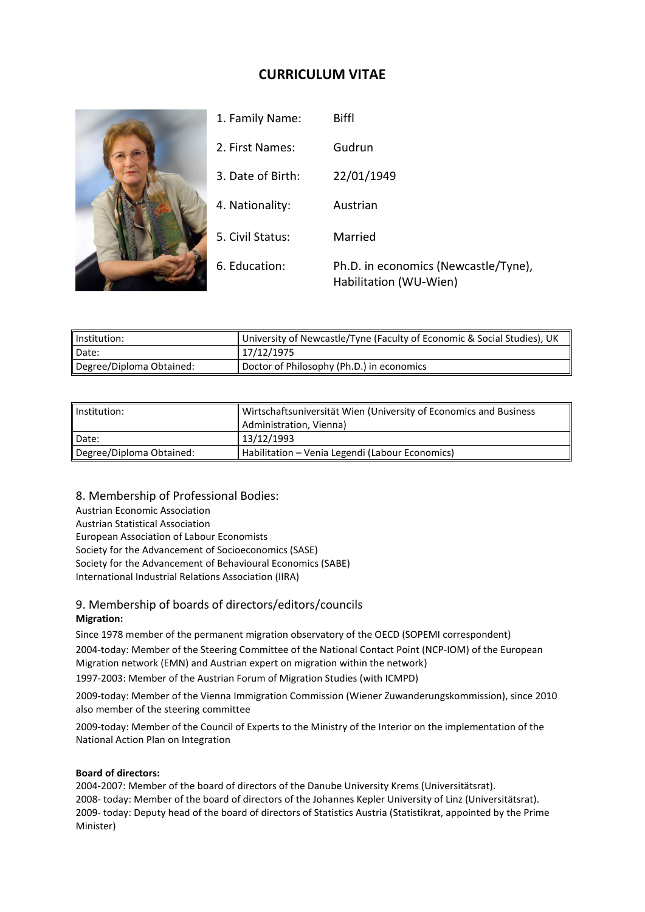# CURRICULUM VITAE

1. Family Name: Biffl
2. First Names: Gudrun
3. Date of Birth: 22/01/1949
4. Nationality: Austrian
5. Civil Status: Married
6. Education: Ph.D. in economics (Newcastle/Tyne), Habilitation (WU-Wien)

| Institution: | University of Newcastle/Tyne (Faculty of Economic & Social Studies), UK |
|---|---|
| Date: | 17/12/1975 |
| Degree/Diploma Obtained: | Doctor of Philosophy (Ph.D.) in economics |

| Institution: | Wirtschaftsuniversität Wien (University of Economics and Business Administration, Vienna) |
|---|---|
| Date: | 13/12/1993 |
| Degree/Diploma Obtained: | Habilitation – Venia Legendi (Labour Economics) |

## 8. Membership of Professional Bodies:

Austrian Economic Association
Austrian Statistical Association
European Association of Labour Economists
Society for the Advancement of Socioeconomics (SASE)
Society for the Advancement of Behavioural Economics (SABE)
International Industrial Relations Association (IIRA)

## 9. Membership of boards of directors/editors/councils

**Migration:**

Since 1978 member of the permanent migration observatory of the OECD (SOPEMI correspondent)
2004-today: Member of the Steering Committee of the National Contact Point (NCP-IOM) of the European Migration network (EMN) and Austrian expert on migration within the network)
1997-2003: Member of the Austrian Forum of Migration Studies (with ICMPD)

2009-today: Member of the Vienna Immigration Commission (Wiener Zuwanderungskommission), since 2010 also member of the steering committee

2009-today: Member of the Council of Experts to the Ministry of the Interior on the implementation of the National Action Plan on Integration

**Board of directors:**

2004-2007: Member of the board of directors of the Danube University Krems (Universitätsrat).
2008- today: Member of the board of directors of the Johannes Kepler University of Linz (Universitätsrat).
2009- today: Deputy head of the board of directors of Statistics Austria (Statistikrat, appointed by the Prime Minister)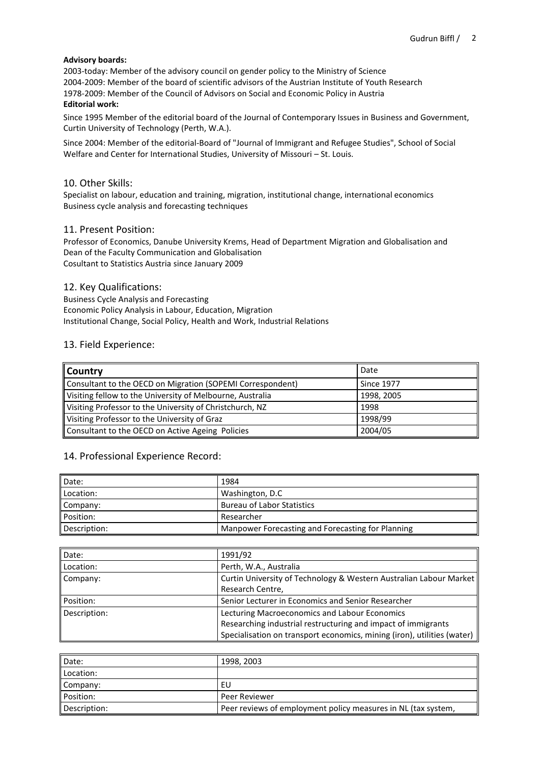**Advisory boards:**

2003-today: Member of the advisory council on gender policy to the Ministry of Science
2004-2009: Member of the board of scientific advisors of the Austrian Institute of Youth Research
1978-2009: Member of the Council of Advisors on Social and Economic Policy in Austria

**Editorial work:**

Since 1995 Member of the editorial board of the Journal of Contemporary Issues in Business and Government, Curtin University of Technology (Perth, W.A.).

Since 2004: Member of the editorial-Board of "Journal of Immigrant and Refugee Studies", School of Social Welfare and Center for International Studies, University of Missouri – St. Louis.

## 10. Other Skills:

Specialist on labour, education and training, migration, institutional change, international economics
Business cycle analysis and forecasting techniques

## 11. Present Position:

Professor of Economics, Danube University Krems, Head of Department Migration and Globalisation and Dean of the Faculty Communication and Globalisation
Cosultant to Statistics Austria since January 2009

## 12. Key Qualifications:

Business Cycle Analysis and Forecasting
Economic Policy Analysis in Labour, Education, Migration
Institutional Change, Social Policy, Health and Work, Industrial Relations

## 13. Field Experience:

| **Country** | Date |
|---|---|
| Consultant to the OECD on Migration (SOPEMI Correspondent) | Since 1977 |
| Visiting fellow to the University of Melbourne, Australia | 1998, 2005 |
| Visiting Professor to the University of Christchurch, NZ | 1998 |
| Visiting Professor to the University of Graz | 1998/99 |
| Consultant to the OECD on Active Ageing Policies | 2004/05 |

## 14. Professional Experience Record:

| Date: | 1984 |
|---|---|
| Location: | Washington, D.C |
| Company: | Bureau of Labor Statistics |
| Position: | Researcher |
| Description: | Manpower Forecasting and Forecasting for Planning |

| Date: | 1991/92 |
|---|---|
| Location: | Perth, W.A., Australia |
| Company: | Curtin University of Technology & Western Australian Labour Market Research Centre, |
| Position: | Senior Lecturer in Economics and Senior Researcher |
| Description: | Lecturing Macroeconomics and Labour Economics<br>Researching industrial restructuring and impact of immigrants<br>Specialisation on transport economics, mining (iron), utilities (water) |

| Date: | 1998, 2003 |
|---|---|
| Location: | |
| Company: | EU |
| Position: | Peer Reviewer |
| Description: | Peer reviews of employment policy measures in NL (tax system, |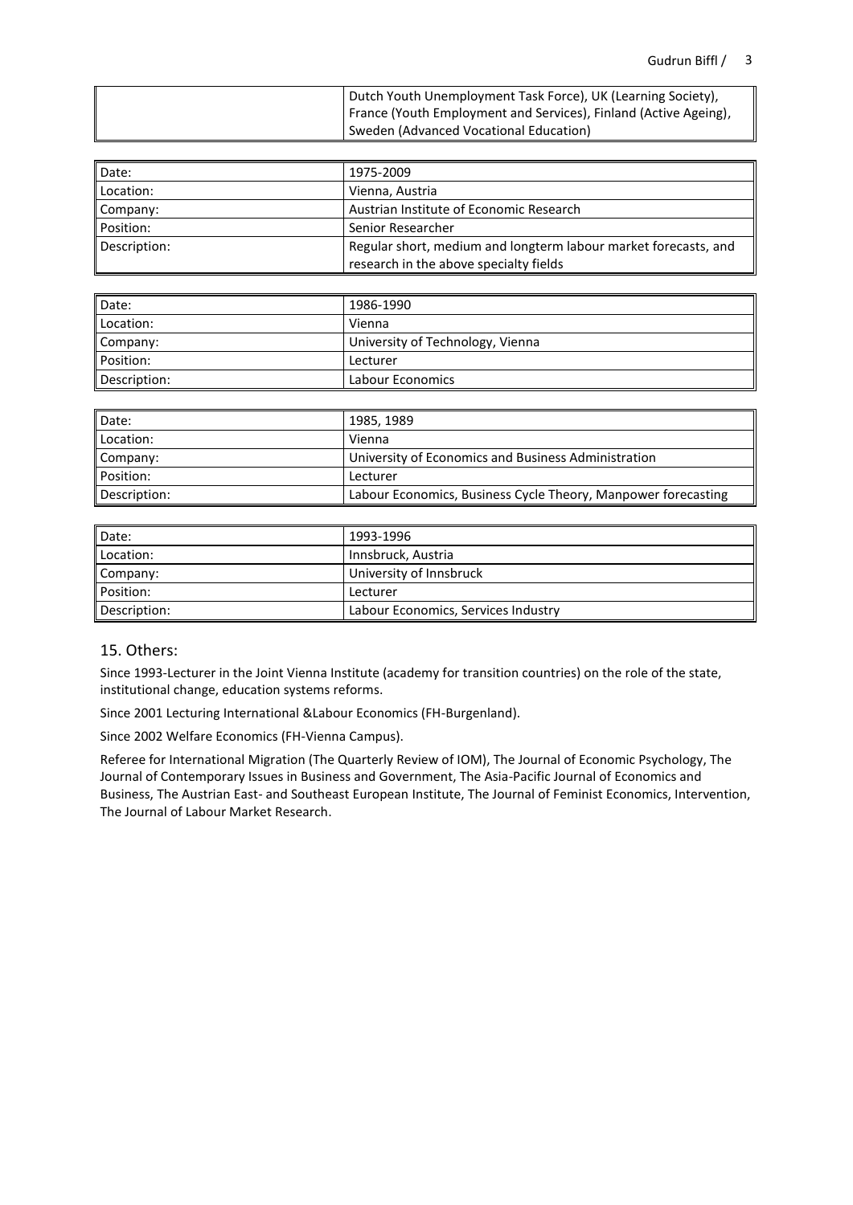| | |
|---|---|
| | Dutch Youth Unemployment Task Force), UK (Learning Society), France (Youth Employment and Services), Finland (Active Ageing), Sweden (Advanced Vocational Education) |

| | |
|---|---|
| Date: | 1975-2009 |
| Location: | Vienna, Austria |
| Company: | Austrian Institute of Economic Research |
| Position: | Senior Researcher |
| Description: | Regular short, medium and longterm labour market forecasts, and research in the above specialty fields |

| | |
|---|---|
| Date: | 1986-1990 |
| Location: | Vienna |
| Company: | University of Technology, Vienna |
| Position: | Lecturer |
| Description: | Labour Economics |

| | |
|---|---|
| Date: | 1985, 1989 |
| Location: | Vienna |
| Company: | University of Economics and Business Administration |
| Position: | Lecturer |
| Description: | Labour Economics, Business Cycle Theory, Manpower forecasting |

| | |
|---|---|
| Date: | 1993-1996 |
| Location: | Innsbruck, Austria |
| Company: | University of Innsbruck |
| Position: | Lecturer |
| Description: | Labour Economics, Services Industry |

## 15. Others:

Since 1993-Lecturer in the Joint Vienna Institute (academy for transition countries) on the role of the state, institutional change, education systems reforms.

Since 2001 Lecturing International &Labour Economics (FH-Burgenland).

Since 2002 Welfare Economics (FH-Vienna Campus).

Referee for International Migration (The Quarterly Review of IOM), The Journal of Economic Psychology, The Journal of Contemporary Issues in Business and Government, The Asia-Pacific Journal of Economics and Business, The Austrian East- and Southeast European Institute, The Journal of Feminist Economics, Intervention, The Journal of Labour Market Research.